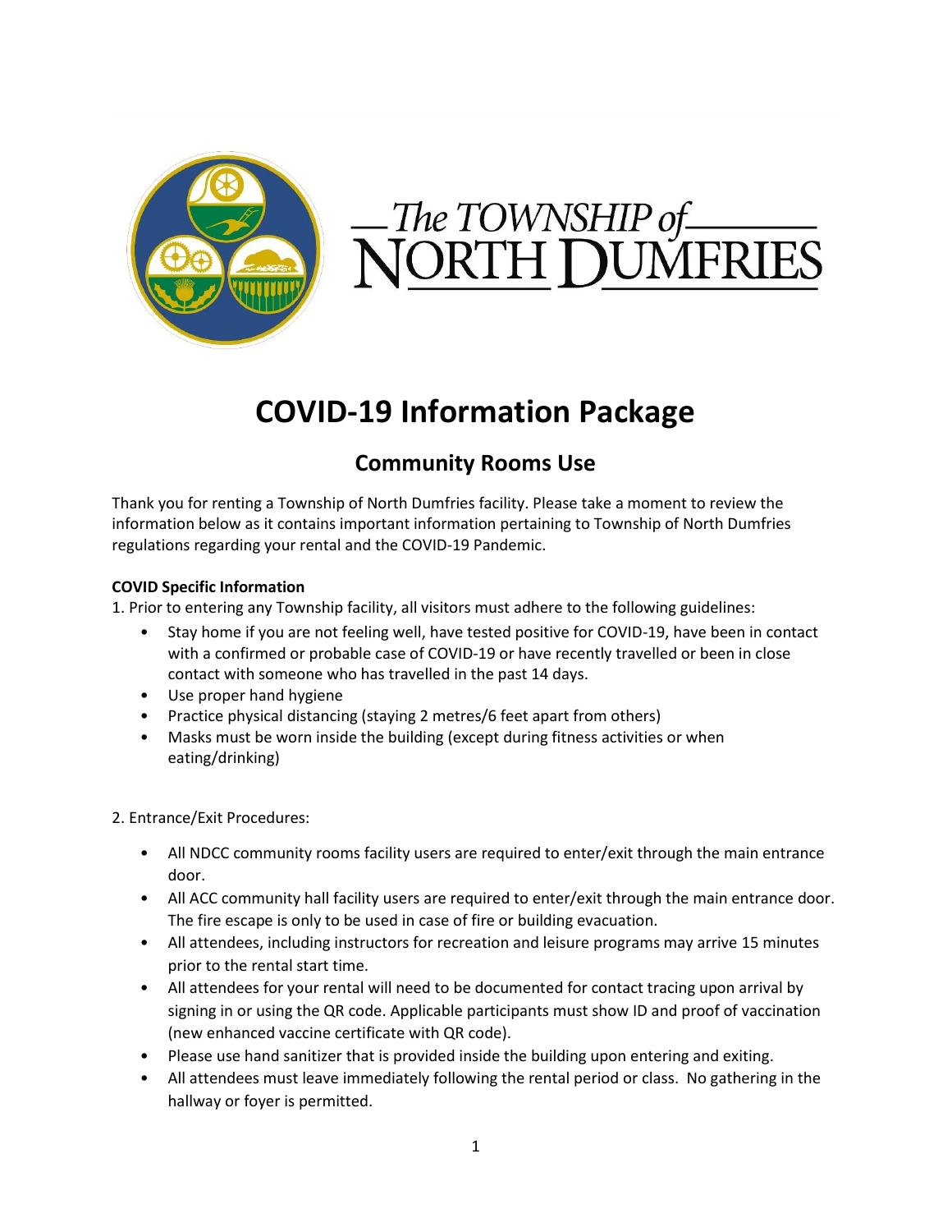The TOWNSHIP of NORTH DUMFRIES

# COVID-19 Information Package

## Community Rooms Use

Thank you for renting a Township of North Dumfries facility. Please take a moment to review the information below as it contains important information pertaining to Township of North Dumfries regulations regarding your rental and the COVID-19 Pandemic.

**COVID Specific Information**

1. Prior to entering any Township facility, all visitors must adhere to the following guidelines:
   - Stay home if you are not feeling well, have tested positive for COVID-19, have been in contact with a confirmed or probable case of COVID-19 or have recently travelled or been in close contact with someone who has travelled in the past 14 days.
   - Use proper hand hygiene
   - Practice physical distancing (staying 2 metres/6 feet apart from others)
   - Masks must be worn inside the building (except during fitness activities or when eating/drinking)

2. Entrance/Exit Procedures:
   - All NDCC community rooms facility users are required to enter/exit through the main entrance door.
   - All ACC community hall facility users are required to enter/exit through the main entrance door. The fire escape is only to be used in case of fire or building evacuation.
   - All attendees, including instructors for recreation and leisure programs may arrive 15 minutes prior to the rental start time.
   - All attendees for your rental will need to be documented for contact tracing upon arrival by signing in or using the QR code. Applicable participants must show ID and proof of vaccination (new enhanced vaccine certificate with QR code).
   - Please use hand sanitizer that is provided inside the building upon entering and exiting.
   - All attendees must leave immediately following the rental period or class. No gathering in the hallway or foyer is permitted.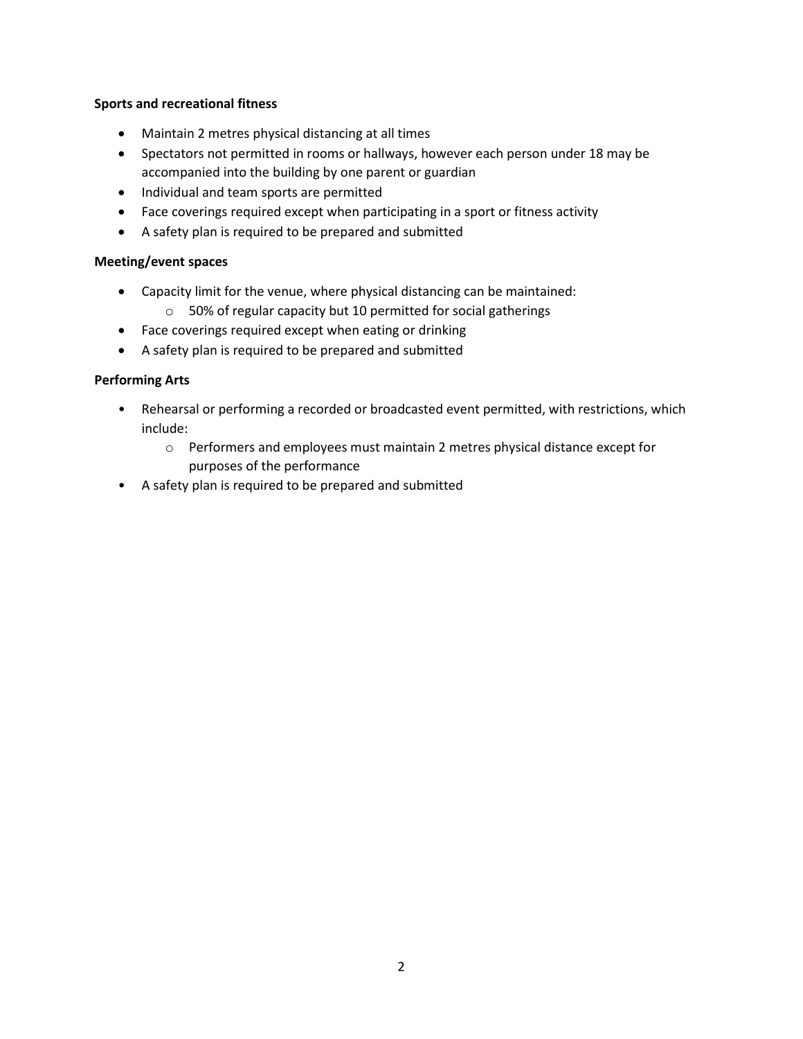**Sports and recreational fitness**

- Maintain 2 metres physical distancing at all times
- Spectators not permitted in rooms or hallways, however each person under 18 may be accompanied into the building by one parent or guardian
- Individual and team sports are permitted
- Face coverings required except when participating in a sport or fitness activity
- A safety plan is required to be prepared and submitted

**Meeting/event spaces**

- Capacity limit for the venue, where physical distancing can be maintained:
  - 50% of regular capacity but 10 permitted for social gatherings
- Face coverings required except when eating or drinking
- A safety plan is required to be prepared and submitted

**Performing Arts**

- Rehearsal or performing a recorded or broadcasted event permitted, with restrictions, which include:
  - Performers and employees must maintain 2 metres physical distance except for purposes of the performance
- A safety plan is required to be prepared and submitted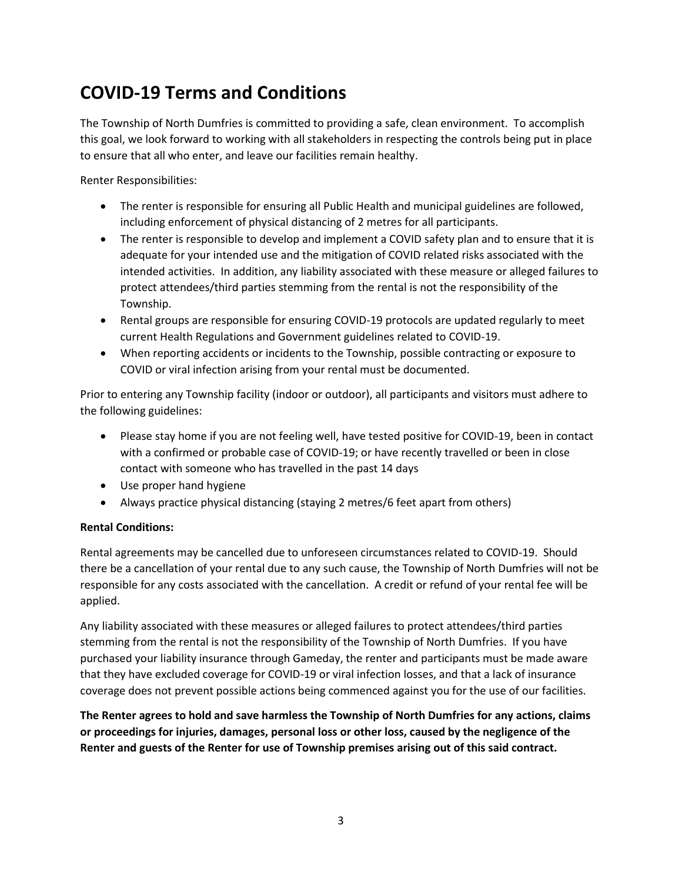# COVID-19 Terms and Conditions

The Township of North Dumfries is committed to providing a safe, clean environment. To accomplish this goal, we look forward to working with all stakeholders in respecting the controls being put in place to ensure that all who enter, and leave our facilities remain healthy.

Renter Responsibilities:

- The renter is responsible for ensuring all Public Health and municipal guidelines are followed, including enforcement of physical distancing of 2 metres for all participants.
- The renter is responsible to develop and implement a COVID safety plan and to ensure that it is adequate for your intended use and the mitigation of COVID related risks associated with the intended activities. In addition, any liability associated with these measure or alleged failures to protect attendees/third parties stemming from the rental is not the responsibility of the Township.
- Rental groups are responsible for ensuring COVID-19 protocols are updated regularly to meet current Health Regulations and Government guidelines related to COVID-19.
- When reporting accidents or incidents to the Township, possible contracting or exposure to COVID or viral infection arising from your rental must be documented.

Prior to entering any Township facility (indoor or outdoor), all participants and visitors must adhere to the following guidelines:

- Please stay home if you are not feeling well, have tested positive for COVID-19, been in contact with a confirmed or probable case of COVID-19; or have recently travelled or been in close contact with someone who has travelled in the past 14 days
- Use proper hand hygiene
- Always practice physical distancing (staying 2 metres/6 feet apart from others)

**Rental Conditions:**

Rental agreements may be cancelled due to unforeseen circumstances related to COVID-19. Should there be a cancellation of your rental due to any such cause, the Township of North Dumfries will not be responsible for any costs associated with the cancellation. A credit or refund of your rental fee will be applied.

Any liability associated with these measures or alleged failures to protect attendees/third parties stemming from the rental is not the responsibility of the Township of North Dumfries. If you have purchased your liability insurance through Gameday, the renter and participants must be made aware that they have excluded coverage for COVID-19 or viral infection losses, and that a lack of insurance coverage does not prevent possible actions being commenced against you for the use of our facilities.

**The Renter agrees to hold and save harmless the Township of North Dumfries for any actions, claims or proceedings for injuries, damages, personal loss or other loss, caused by the negligence of the Renter and guests of the Renter for use of Township premises arising out of this said contract.**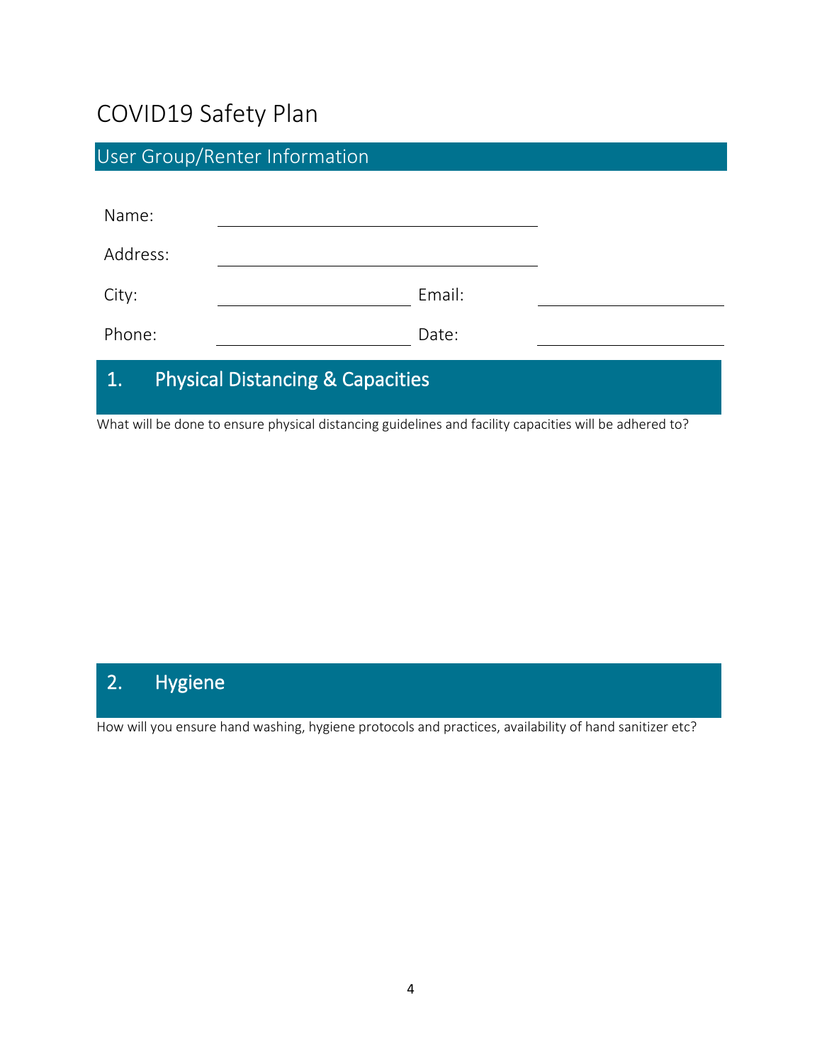# COVID19 Safety Plan

## User Group/Renter Information

| | | | |
|---|---|---|---|
| Name: | | | |
| Address: | | | |
| City: | | Email: | |
| Phone: | | Date: | |

## 1. Physical Distancing & Capacities

What will be done to ensure physical distancing guidelines and facility capacities will be adhered to?

## 2. Hygiene

How will you ensure hand washing, hygiene protocols and practices, availability of hand sanitizer etc?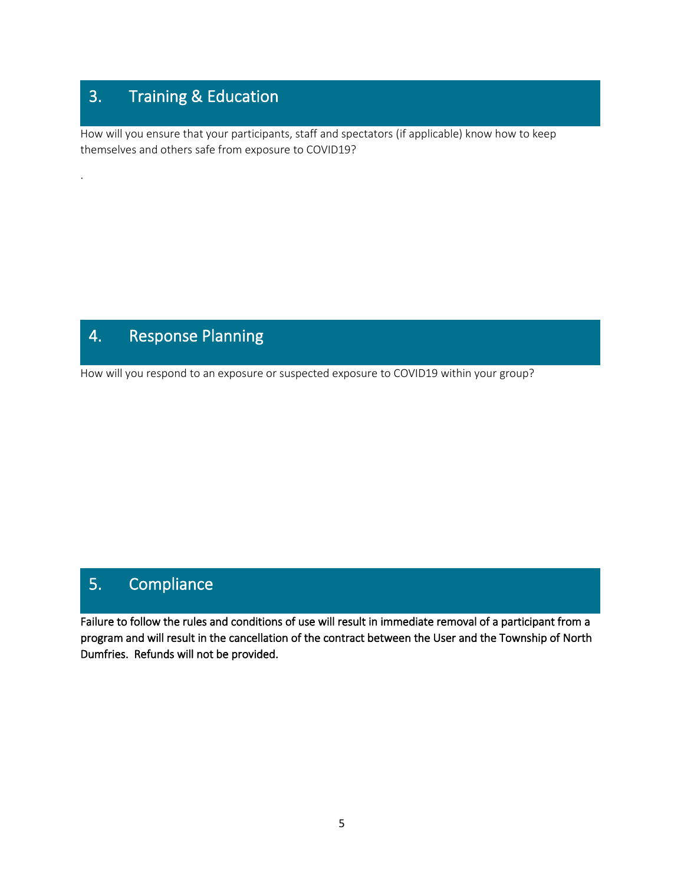## 3. Training & Education

How will you ensure that your participants, staff and spectators (if applicable) know how to keep themselves and others safe from exposure to COVID19?

.

## 4. Response Planning

How will you respond to an exposure or suspected exposure to COVID19 within your group?

## 5. Compliance

Failure to follow the rules and conditions of use will result in immediate removal of a participant from a program and will result in the cancellation of the contract between the User and the Township of North Dumfries. Refunds will not be provided.